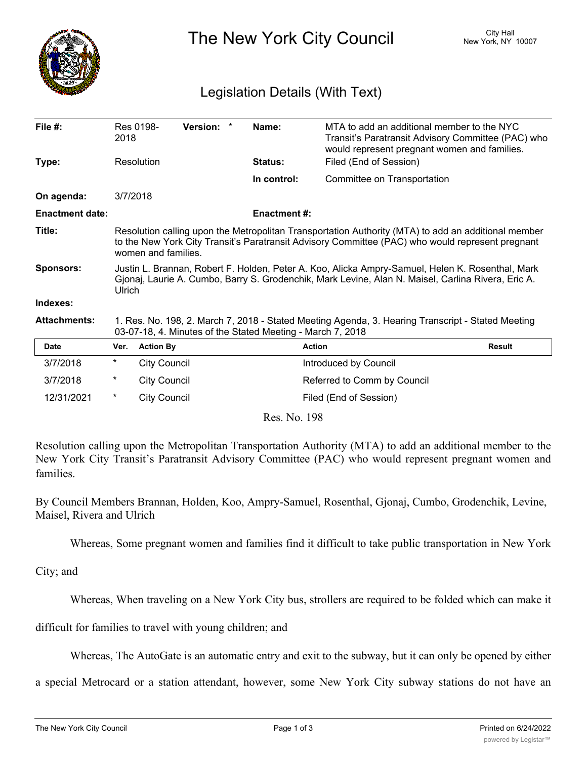# The New York City Council

City Hall
New York, NY 10007

## Legislation Details (With Text)

| | | | |
|---|---|---|---|
| **File #:** | Res 0198-2018 **Version:** * | **Name:** | MTA to add an additional member to the NYC Transit's Paratransit Advisory Committee (PAC) who would represent pregnant women and families. |
| **Type:** | Resolution | **Status:** | Filed (End of Session) |
| | | **In control:** | Committee on Transportation |
| **On agenda:** | 3/7/2018 | | |
| **Enactment date:** | | **Enactment #:** | |

**Title:** Resolution calling upon the Metropolitan Transportation Authority (MTA) to add an additional member to the New York City Transit's Paratransit Advisory Committee (PAC) who would represent pregnant women and families.

**Sponsors:** Justin L. Brannan, Robert F. Holden, Peter A. Koo, Alicka Ampry-Samuel, Helen K. Rosenthal, Mark Gjonaj, Laurie A. Cumbo, Barry S. Grodenchik, Mark Levine, Alan N. Maisel, Carlina Rivera, Eric A. Ulrich

**Indexes:**

**Attachments:** 1. Res. No. 198, 2. March 7, 2018 - Stated Meeting Agenda, 3. Hearing Transcript - Stated Meeting 03-07-18, 4. Minutes of the Stated Meeting - March 7, 2018

| Date | Ver. | Action By | Action | Result |
|---|---|---|---|---|
| 3/7/2018 | * | City Council | Introduced by Council | |
| 3/7/2018 | * | City Council | Referred to Comm by Council | |
| 12/31/2021 | * | City Council | Filed (End of Session) | |

Res. No. 198

Resolution calling upon the Metropolitan Transportation Authority (MTA) to add an additional member to the New York City Transit's Paratransit Advisory Committee (PAC) who would represent pregnant women and families.

By Council Members Brannan, Holden, Koo, Ampry-Samuel, Rosenthal, Gjonaj, Cumbo, Grodenchik, Levine, Maisel, Rivera and Ulrich

Whereas, Some pregnant women and families find it difficult to take public transportation in New York City; and

Whereas, When traveling on a New York City bus, strollers are required to be folded which can make it difficult for families to travel with young children; and

Whereas, The AutoGate is an automatic entry and exit to the subway, but it can only be opened by either a special Metrocard or a station attendant, however, some New York City subway stations do not have an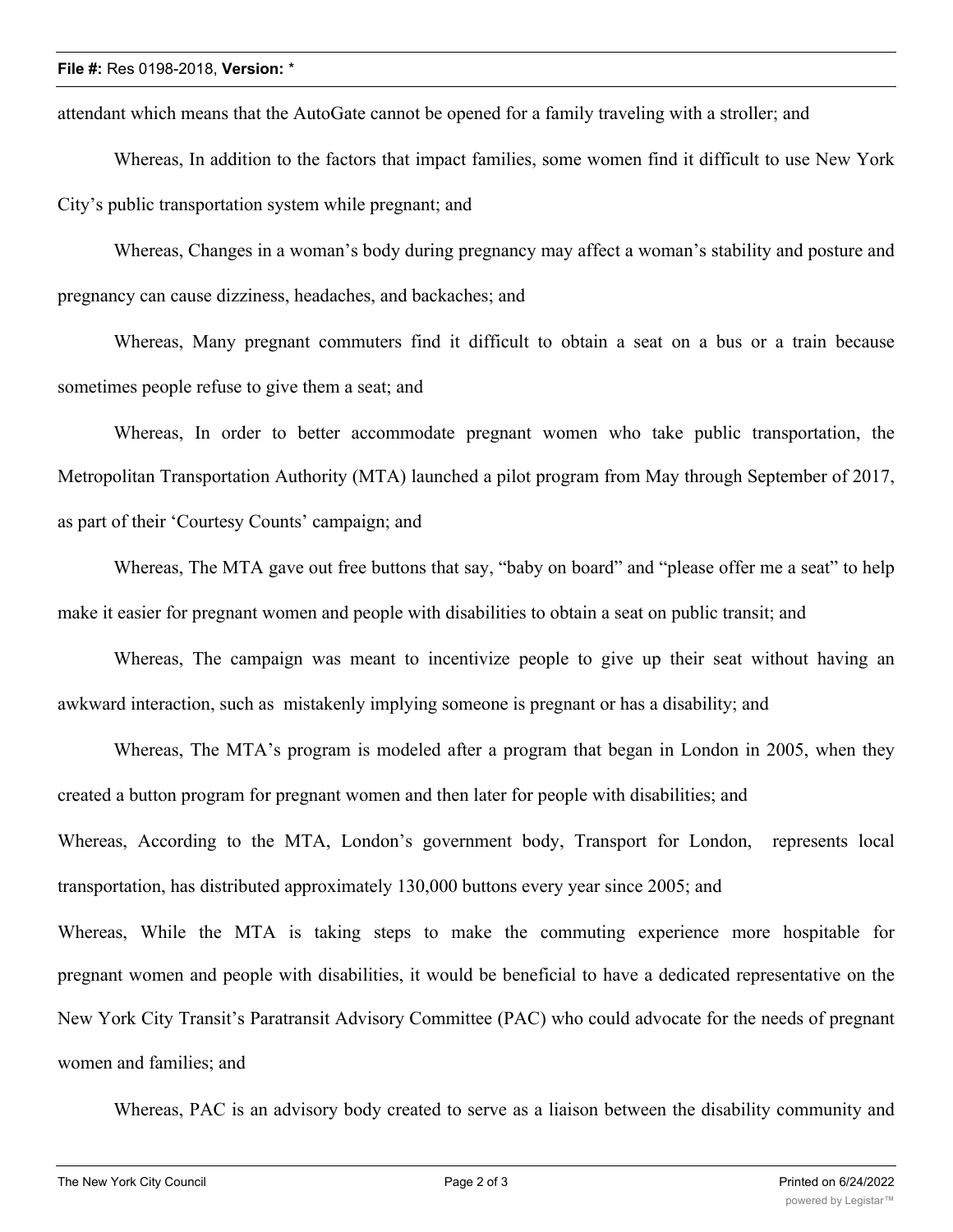attendant which means that the AutoGate cannot be opened for a family traveling with a stroller; and

Whereas, In addition to the factors that impact families, some women find it difficult to use New York City's public transportation system while pregnant; and

Whereas, Changes in a woman's body during pregnancy may affect a woman's stability and posture and pregnancy can cause dizziness, headaches, and backaches; and

Whereas, Many pregnant commuters find it difficult to obtain a seat on a bus or a train because sometimes people refuse to give them a seat; and

Whereas, In order to better accommodate pregnant women who take public transportation, the Metropolitan Transportation Authority (MTA) launched a pilot program from May through September of 2017, as part of their 'Courtesy Counts' campaign; and

Whereas, The MTA gave out free buttons that say, "baby on board" and "please offer me a seat" to help make it easier for pregnant women and people with disabilities to obtain a seat on public transit; and

Whereas, The campaign was meant to incentivize people to give up their seat without having an awkward interaction, such as mistakenly implying someone is pregnant or has a disability; and

Whereas, The MTA's program is modeled after a program that began in London in 2005, when they created a button program for pregnant women and then later for people with disabilities; and

Whereas, According to the MTA, London's government body, Transport for London, represents local transportation, has distributed approximately 130,000 buttons every year since 2005; and

Whereas, While the MTA is taking steps to make the commuting experience more hospitable for pregnant women and people with disabilities, it would be beneficial to have a dedicated representative on the New York City Transit's Paratransit Advisory Committee (PAC) who could advocate for the needs of pregnant women and families; and

Whereas, PAC is an advisory body created to serve as a liaison between the disability community and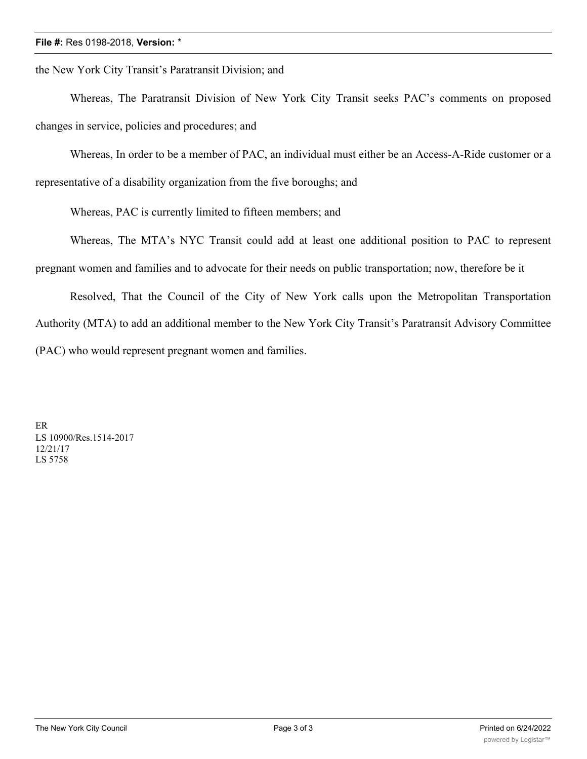the New York City Transit's Paratransit Division; and

Whereas, The Paratransit Division of New York City Transit seeks PAC's comments on proposed changes in service, policies and procedures; and

Whereas, In order to be a member of PAC, an individual must either be an Access-A-Ride customer or a representative of a disability organization from the five boroughs; and

Whereas, PAC is currently limited to fifteen members; and

Whereas, The MTA's NYC Transit could add at least one additional position to PAC to represent pregnant women and families and to advocate for their needs on public transportation; now, therefore be it

Resolved, That the Council of the City of New York calls upon the Metropolitan Transportation Authority (MTA) to add an additional member to the New York City Transit's Paratransit Advisory Committee (PAC) who would represent pregnant women and families.

ER
LS 10900/Res.1514-2017
12/21/17
LS 5758